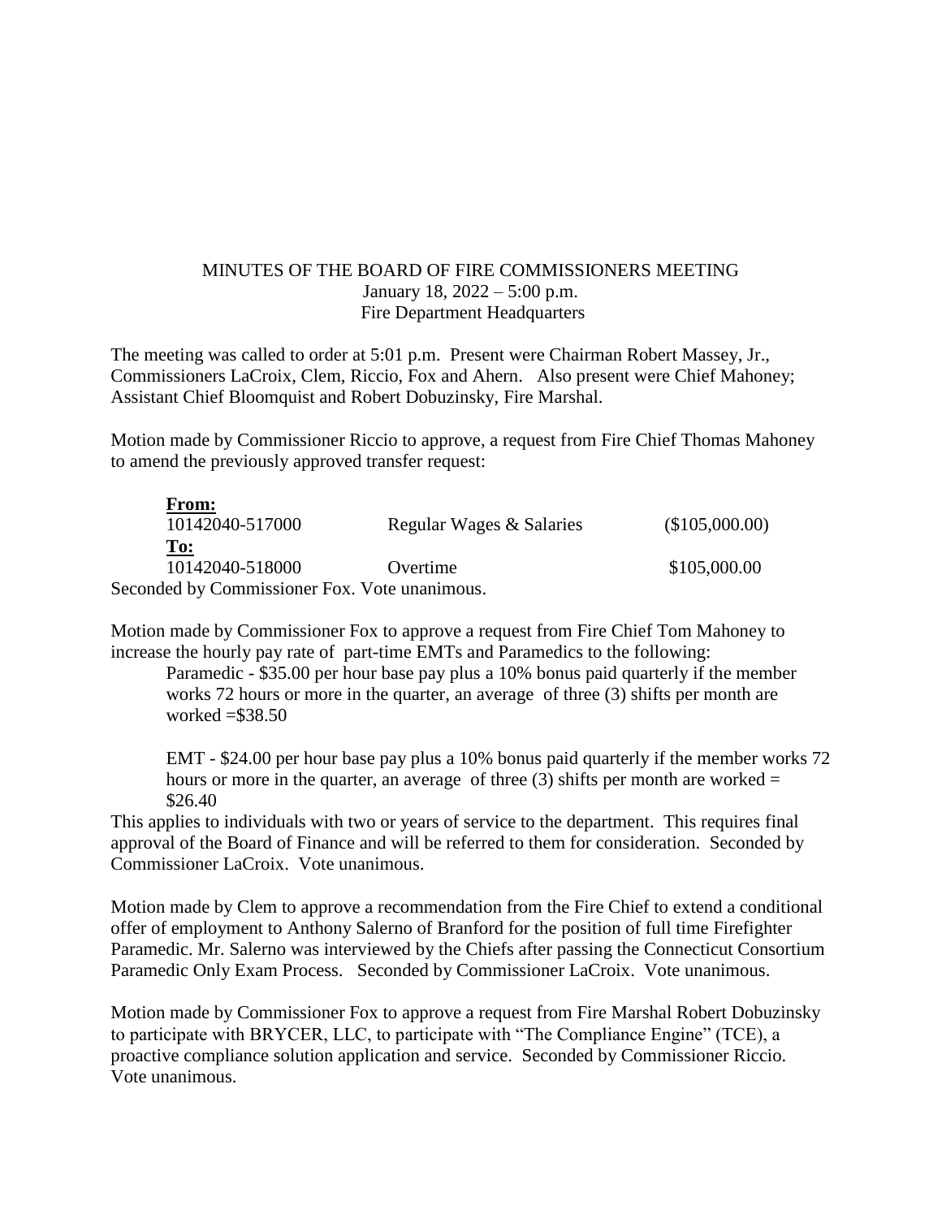MINUTES OF THE BOARD OF FIRE COMMISSIONERS MEETING
January 18, 2022 – 5:00 p.m.
Fire Department Headquarters

The meeting was called to order at 5:01 p.m. Present were Chairman Robert Massey, Jr., Commissioners LaCroix, Clem, Riccio, Fox and Ahern. Also present were Chief Mahoney; Assistant Chief Bloomquist and Robert Dobuzinsky, Fire Marshal.

Motion made by Commissioner Riccio to approve, a request from Fire Chief Thomas Mahoney to amend the previously approved transfer request:

| | | |
|---|---|---|
| **From:** | | |
| 10142040-517000 | Regular Wages & Salaries | ($105,000.00) |
| **To:** | | |
| 10142040-518000 | Overtime | $105,000.00 |

Seconded by Commissioner Fox. Vote unanimous.

Motion made by Commissioner Fox to approve a request from Fire Chief Tom Mahoney to increase the hourly pay rate of part-time EMTs and Paramedics to the following:

Paramedic - $35.00 per hour base pay plus a 10% bonus paid quarterly if the member works 72 hours or more in the quarter, an average of three (3) shifts per month are worked =$38.50

EMT - $24.00 per hour base pay plus a 10% bonus paid quarterly if the member works 72 hours or more in the quarter, an average of three (3) shifts per month are worked = $26.40

This applies to individuals with two or years of service to the department. This requires final approval of the Board of Finance and will be referred to them for consideration. Seconded by Commissioner LaCroix. Vote unanimous.

Motion made by Clem to approve a recommendation from the Fire Chief to extend a conditional offer of employment to Anthony Salerno of Branford for the position of full time Firefighter Paramedic. Mr. Salerno was interviewed by the Chiefs after passing the Connecticut Consortium Paramedic Only Exam Process. Seconded by Commissioner LaCroix. Vote unanimous.

Motion made by Commissioner Fox to approve a request from Fire Marshal Robert Dobuzinsky to participate with BRYCER, LLC, to participate with "The Compliance Engine" (TCE), a proactive compliance solution application and service. Seconded by Commissioner Riccio. Vote unanimous.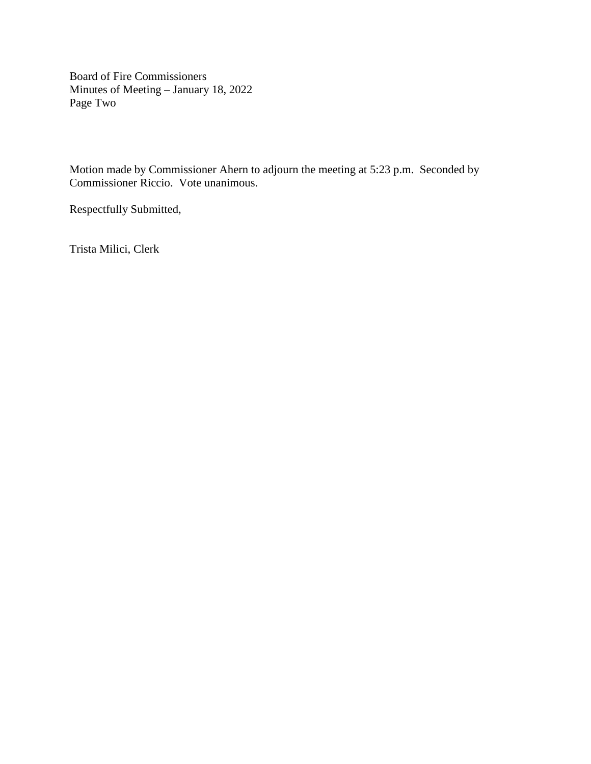Motion made by Commissioner Ahern to adjourn the meeting at 5:23 p.m. Seconded by Commissioner Riccio. Vote unanimous.

Respectfully Submitted,

Trista Milici, Clerk